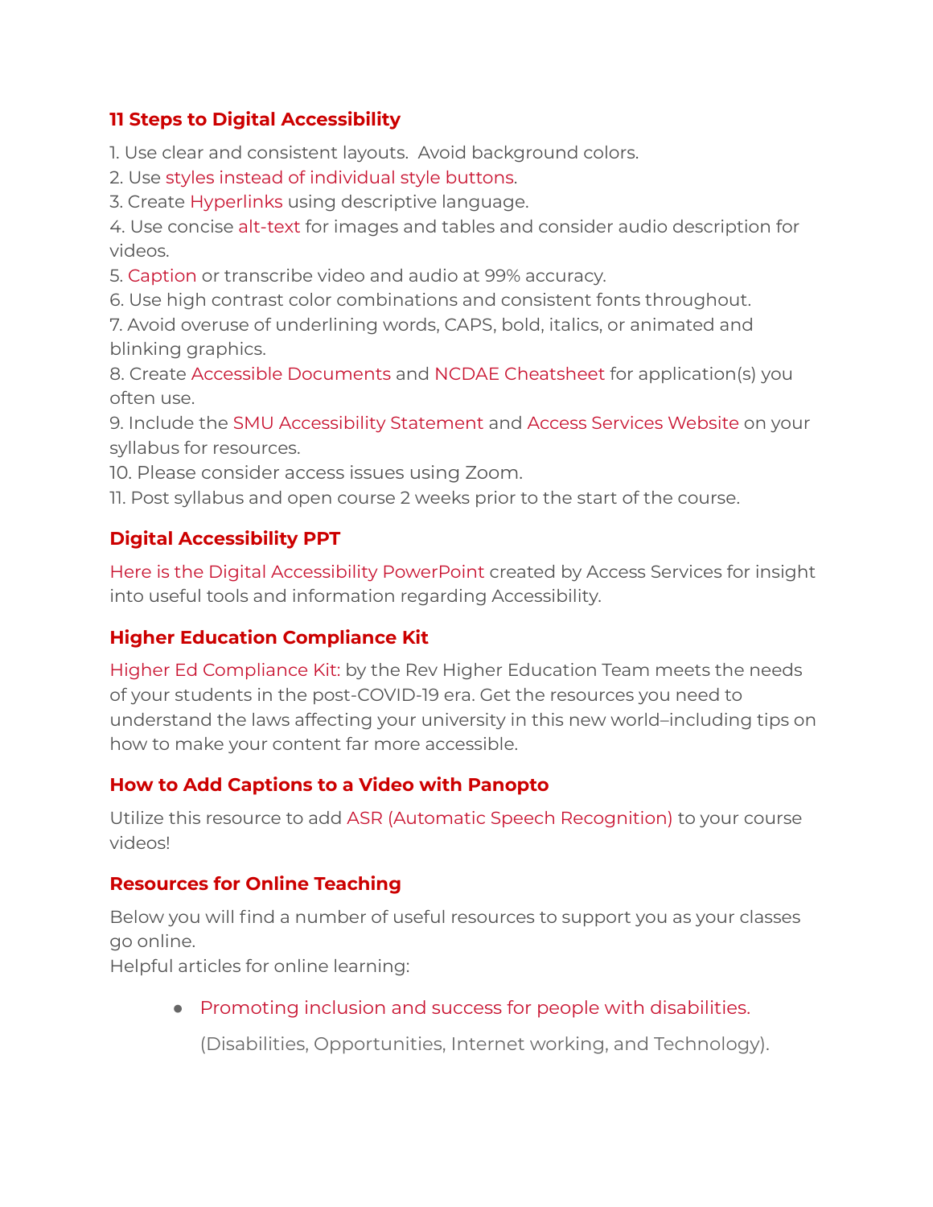## 11 Steps to Digital Accessibility

1. Use clear and consistent layouts. Avoid background colors.
2. Use styles instead of individual style buttons.
3. Create Hyperlinks using descriptive language.
4. Use concise alt-text for images and tables and consider audio description for videos.
5. Caption or transcribe video and audio at 99% accuracy.
6. Use high contrast color combinations and consistent fonts throughout.
7. Avoid overuse of underlining words, CAPS, bold, italics, or animated and blinking graphics.
8. Create Accessible Documents and NCDAE Cheatsheet for application(s) you often use.
9. Include the SMU Accessibility Statement and Access Services Website on your syllabus for resources.
10. Please consider access issues using Zoom.
11. Post syllabus and open course 2 weeks prior to the start of the course.

## Digital Accessibility PPT

Here is the Digital Accessibility PowerPoint created by Access Services for insight into useful tools and information regarding Accessibility.

## Higher Education Compliance Kit

Higher Ed Compliance Kit: by the Rev Higher Education Team meets the needs of your students in the post-COVID-19 era. Get the resources you need to understand the laws affecting your university in this new world–including tips on how to make your content far more accessible.

## How to Add Captions to a Video with Panopto

Utilize this resource to add ASR (Automatic Speech Recognition) to your course videos!

## Resources for Online Teaching

Below you will find a number of useful resources to support you as your classes go online.
Helpful articles for online learning:

- Promoting inclusion and success for people with disabilities.

  (Disabilities, Opportunities, Internet working, and Technology).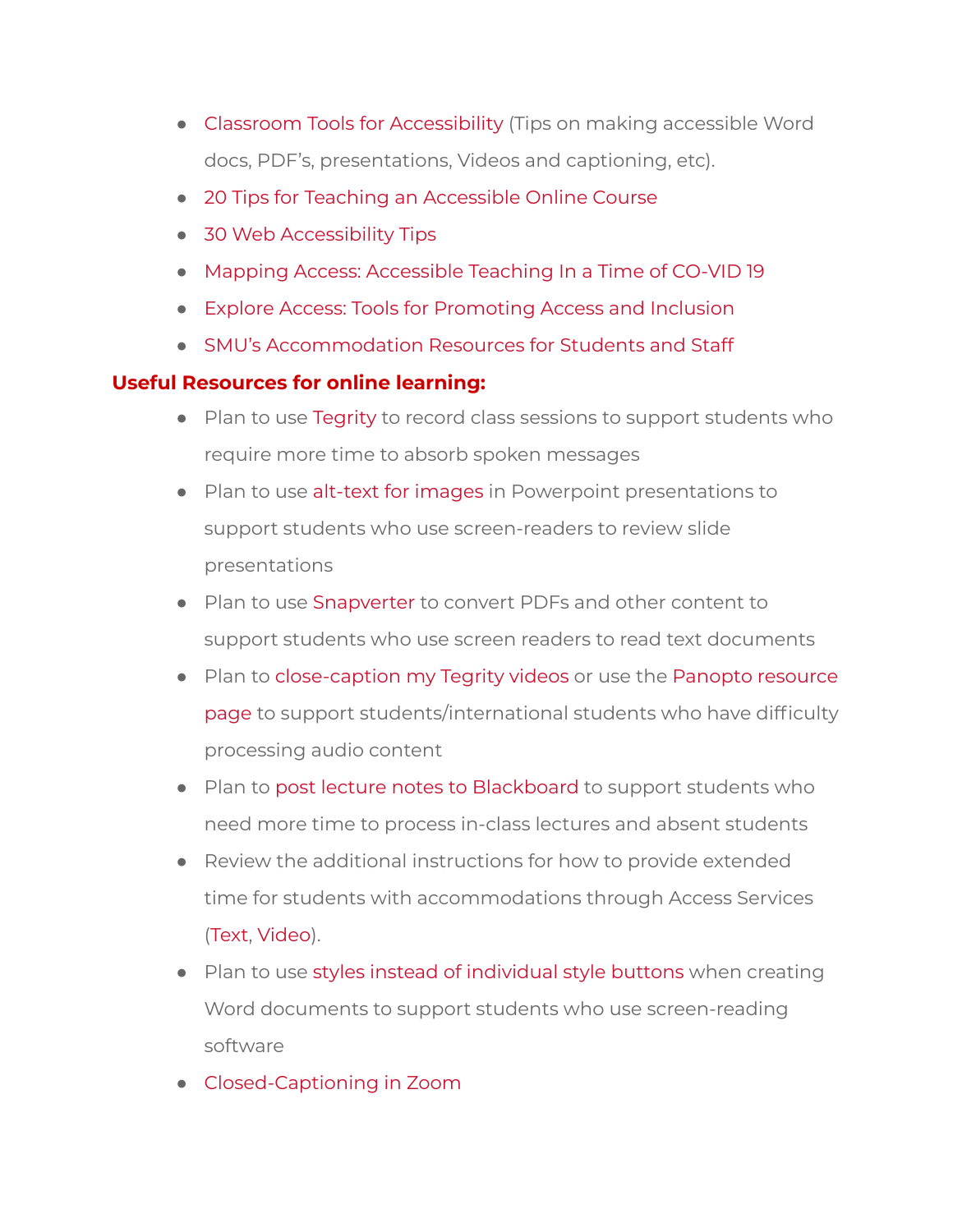- Classroom Tools for Accessibility (Tips on making accessible Word docs, PDF's, presentations, Videos and captioning, etc).
- 20 Tips for Teaching an Accessible Online Course
- 30 Web Accessibility Tips
- Mapping Access: Accessible Teaching In a Time of CO-VID 19
- Explore Access: Tools for Promoting Access and Inclusion
- SMU's Accommodation Resources for Students and Staff

**Useful Resources for online learning:**

- Plan to use Tegrity to record class sessions to support students who require more time to absorb spoken messages
- Plan to use alt-text for images in Powerpoint presentations to support students who use screen-readers to review slide presentations
- Plan to use Snapverter to convert PDFs and other content to support students who use screen readers to read text documents
- Plan to close-caption my Tegrity videos or use the Panopto resource page to support students/international students who have difficulty processing audio content
- Plan to post lecture notes to Blackboard to support students who need more time to process in-class lectures and absent students
- Review the additional instructions for how to provide extended time for students with accommodations through Access Services (Text, Video).
- Plan to use styles instead of individual style buttons when creating Word documents to support students who use screen-reading software
- Closed-Captioning in Zoom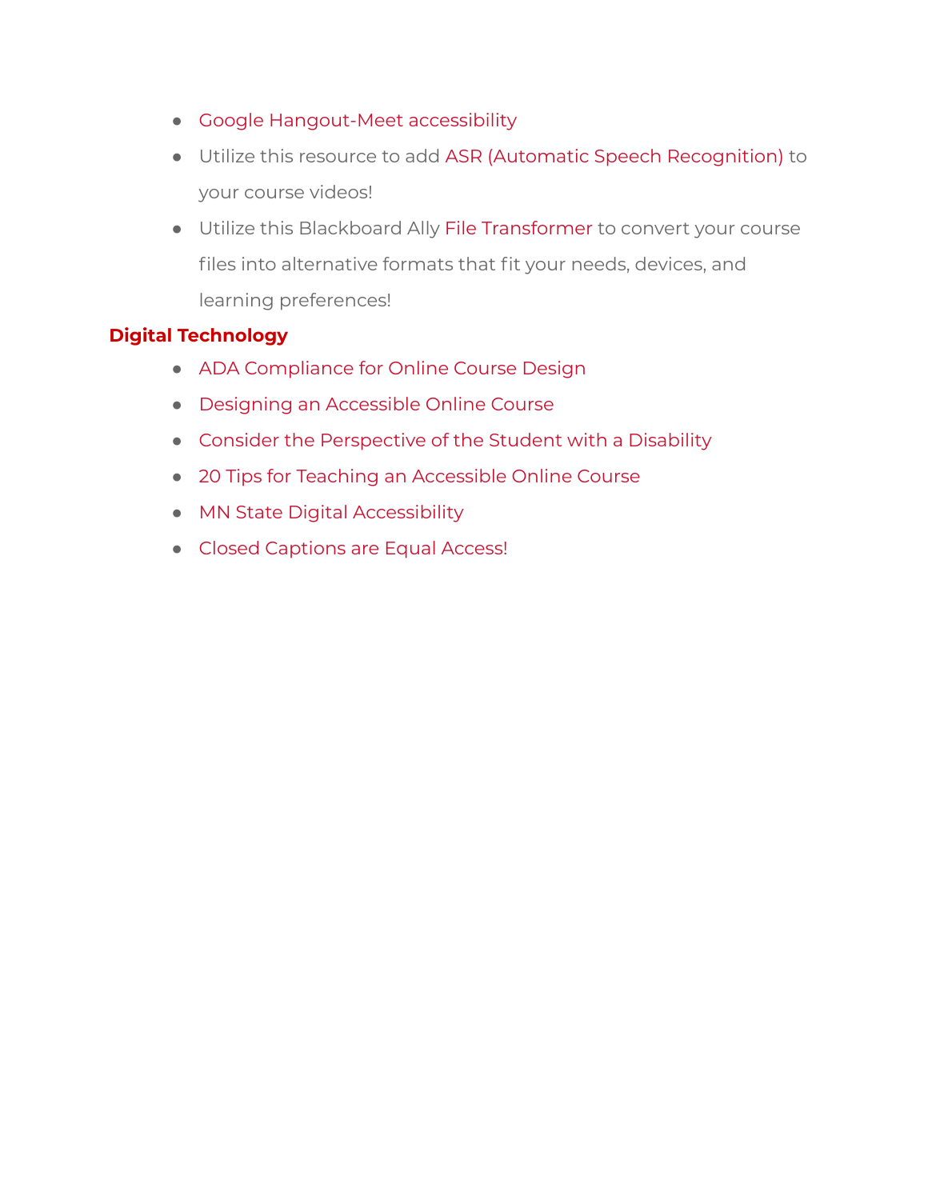- Google Hangout-Meet accessibility
- Utilize this resource to add ASR (Automatic Speech Recognition) to your course videos!
- Utilize this Blackboard Ally File Transformer to convert your course files into alternative formats that fit your needs, devices, and learning preferences!

**Digital Technology**

- ADA Compliance for Online Course Design
- Designing an Accessible Online Course
- Consider the Perspective of the Student with a Disability
- 20 Tips for Teaching an Accessible Online Course
- MN State Digital Accessibility
- Closed Captions are Equal Access!